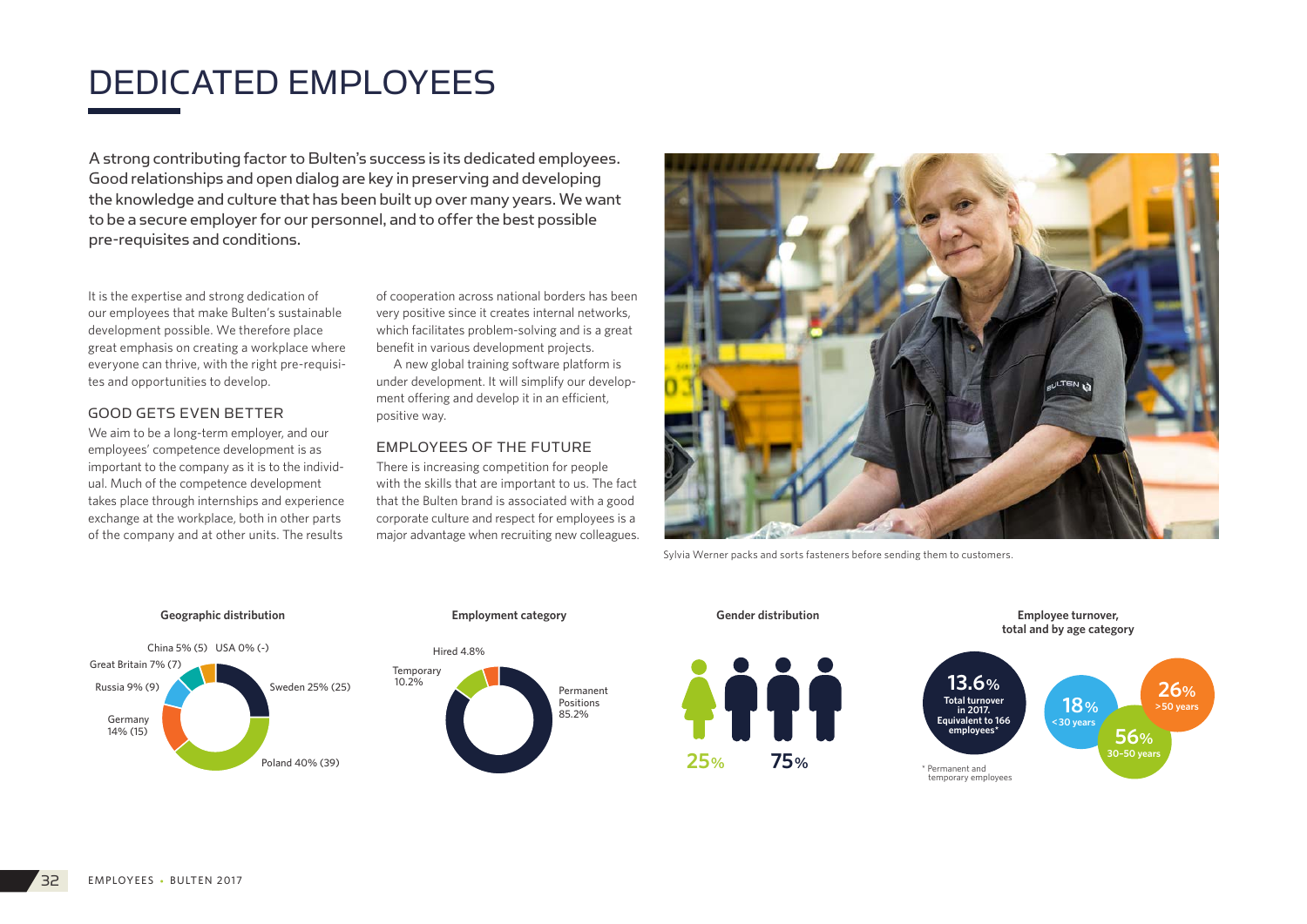# DEDICATED EMPLOYEES

A strong contributing factor to Bulten's success is its dedicated employees. Good relationships and open dialog are key in preserving and developing the knowledge and culture that has been built up over many years. We want to be a secure employer for our personnel, and to offer the best possible pre-requisites and conditions.

It is the expertise and strong dedication of our employees that make Bulten's sustainable development possible. We therefore place great emphasis on creating a workplace where everyone can thrive, with the right pre-requisites and opportunities to develop.

## GOOD GETS EVEN BETTER

We aim to be a long-term employer, and our employees' competence development is as important to the company as it is to the individual. Much of the competence development takes place through internships and experience exchange at the workplace, both in other parts of the company and at other units. The results of cooperation across national borders has been very positive since it creates internal networks, which facilitates problem-solving and is a great benefit in various development projects.

A new global training software platform is under development. It will simplify our development offering and develop it in an efficient, positive way.

## EMPLOYEES OF THE FUTURE

There is increasing competition for people with the skills that are important to us. The fact that the Bulten brand is associated with a good corporate culture and respect for employees is a major advantage when recruiting new colleagues.

Sylvia Werner packs and sorts fasteners before sending them to customers.

**Geographic distribution**

- Sweden 25% (25)
- Poland 40% (39)
- Germany 14% (15)
- Russia 9% (9)
- Great Britain 7% (7)
- China 5% (5)
- USA 0% (-)

**Employment category**

- Permanent Positions 85.2%
- Temporary 10.2%
- Hired 4.8%

**Gender distribution**

- 25%
- 75%

**Employee turnover, total and by age category**

- 13.6% Total turnover in 2017. Equivalent to 166 employees*
- 18% <30 years
- 56% 30–50 years
- 26% >50 years

\* Permanent and temporary employees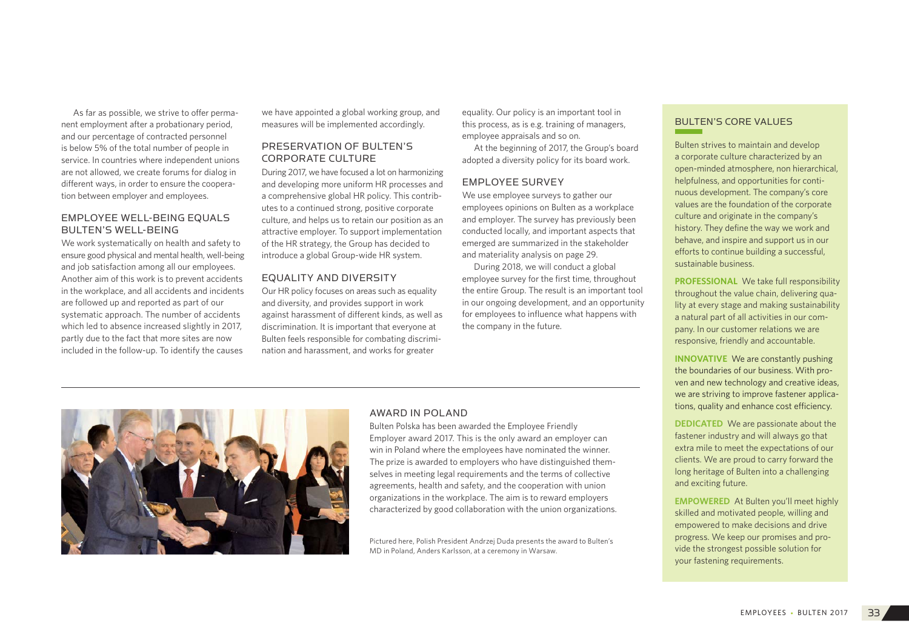As far as possible, we strive to offer permanent employment after a probationary period, and our percentage of contracted personnel is below 5% of the total number of people in service. In countries where independent unions are not allowed, we create forums for dialog in different ways, in order to ensure the cooperation between employer and employees.

## EMPLOYEE WELL-BEING EQUALS BULTEN'S WELL-BEING

We work systematically on health and safety to ensure good physical and mental health, well-being and job satisfaction among all our employees. Another aim of this work is to prevent accidents in the workplace, and all accidents and incidents are followed up and reported as part of our systematic approach. The number of accidents which led to absence increased slightly in 2017, partly due to the fact that more sites are now included in the follow-up. To identify the causes we have appointed a global working group, and measures will be implemented accordingly.

## PRESERVATION OF BULTEN'S CORPORATE CULTURE

During 2017, we have focused a lot on harmonizing and developing more uniform HR processes and a comprehensive global HR policy. This contributes to a continued strong, positive corporate culture, and helps us to retain our position as an attractive employer. To support implementation of the HR strategy, the Group has decided to introduce a global Group-wide HR system.

## EQUALITY AND DIVERSITY

Our HR policy focuses on areas such as equality and diversity, and provides support in work against harassment of different kinds, as well as discrimination. It is important that everyone at Bulten feels responsible for combating discrimination and harassment, and works for greater equality. Our policy is an important tool in this process, as is e.g. training of managers, employee appraisals and so on.

At the beginning of 2017, the Group's board adopted a diversity policy for its board work.

## EMPLOYEE SURVEY

We use employee surveys to gather our employees opinions on Bulten as a workplace and employer. The survey has previously been conducted locally, and important aspects that emerged are summarized in the stakeholder and materiality analysis on page 29.

During 2018, we will conduct a global employee survey for the first time, throughout the entire Group. The result is an important tool in our ongoing development, and an opportunity for employees to influence what happens with the company in the future.

## AWARD IN POLAND

Bulten Polska has been awarded the Employee Friendly Employer award 2017. This is the only award an employer can win in Poland where the employees have nominated the winner. The prize is awarded to employers who have distinguished themselves in meeting legal requirements and the terms of collective agreements, health and safety, and the cooperation with union organizations in the workplace. The aim is to reward employers characterized by good collaboration with the union organizations.

Pictured here, Polish President Andrzej Duda presents the award to Bulten's MD in Poland, Anders Karlsson, at a ceremony in Warsaw.

## BULTEN'S CORE VALUES

Bulten strives to maintain and develop a corporate culture characterized by an open-minded atmosphere, non hierarchical, helpfulness, and opportunities for continuous development. The company's core values are the foundation of the corporate culture and originate in the company's history. They define the way we work and behave, and inspire and support us in our efforts to continue building a successful, sustainable business.

**PROFESSIONAL** We take full responsibility throughout the value chain, delivering quality at every stage and making sustainability a natural part of all activities in our company. In our customer relations we are responsive, friendly and accountable.

**INNOVATIVE** We are constantly pushing the boundaries of our business. With proven and new technology and creative ideas, we are striving to improve fastener applications, quality and enhance cost efficiency.

**DEDICATED** We are passionate about the fastener industry and will always go that extra mile to meet the expectations of our clients. We are proud to carry forward the long heritage of Bulten into a challenging and exciting future.

**EMPOWERED** At Bulten you'll meet highly skilled and motivated people, willing and empowered to make decisions and drive progress. We keep our promises and provide the strongest possible solution for your fastening requirements.